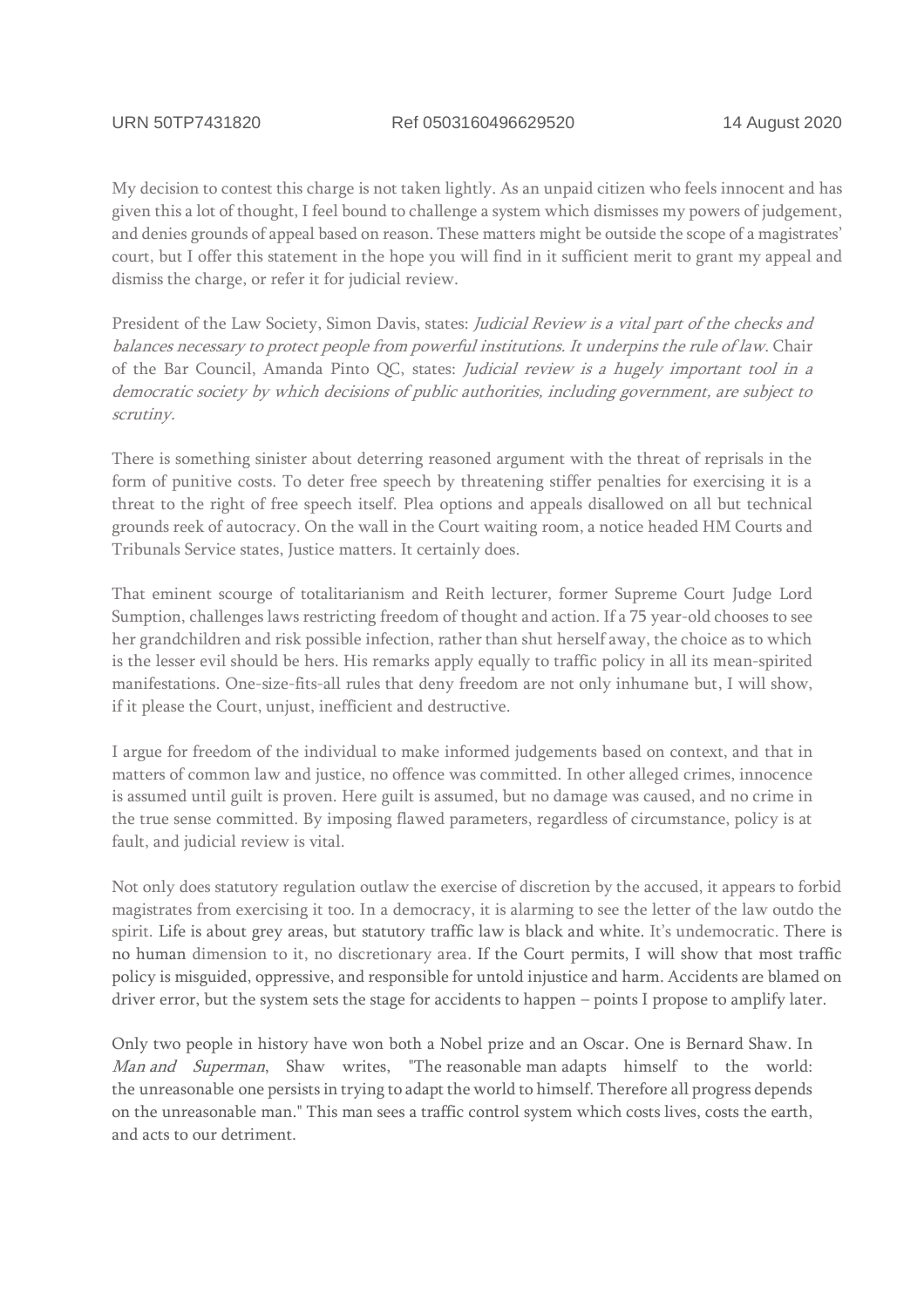URN 50TP7431820 Ref 0503160496629520 14 August 2020

My decision to contest this charge is not taken lightly. As an unpaid citizen who feels innocent and has given this a lot of thought, I feel bound to challenge a system which dismisses my powers of judgement, and denies grounds of appeal based on reason. These matters might be outside the scope of a magistrates' court, but I offer this statement in the hope you will find in it sufficient merit to grant my appeal and dismiss the charge, or refer it for judicial review.

President of the Law Society, Simon Davis, states: *Judicial Review is a vital part of the checks and balances necessary to protect people from powerful institutions. It underpins the rule of law.* Chair of the Bar Council, Amanda Pinto QC, states: *Judicial review is a hugely important tool in a democratic society by which decisions of public authorities, including government, are subject to scrutiny.*

There is something sinister about deterring reasoned argument with the threat of reprisals in the form of punitive costs. To deter free speech by threatening stiffer penalties for exercising it is a threat to the right of free speech itself. Plea options and appeals disallowed on all but technical grounds reek of autocracy. On the wall in the Court waiting room, a notice headed HM Courts and Tribunals Service states, Justice matters. It certainly does.

That eminent scourge of totalitarianism and Reith lecturer, former Supreme Court Judge Lord Sumption, challenges laws restricting freedom of thought and action. If a 75 year-old chooses to see her grandchildren and risk possible infection, rather than shut herself away, the choice as to which is the lesser evil should be hers. His remarks apply equally to traffic policy in all its mean-spirited manifestations. One-size-fits-all rules that deny freedom are not only inhumane but, I will show, if it please the Court, unjust, inefficient and destructive.

I argue for freedom of the individual to make informed judgements based on context, and that in matters of common law and justice, no offence was committed. In other alleged crimes, innocence is assumed until guilt is proven. Here guilt is assumed, but no damage was caused, and no crime in the true sense committed. By imposing flawed parameters, regardless of circumstance, policy is at fault, and judicial review is vital.

Not only does statutory regulation outlaw the exercise of discretion by the accused, it appears to forbid magistrates from exercising it too. In a democracy, it is alarming to see the letter of the law outdo the spirit. Life is about grey areas, but statutory traffic law is black and white. It's undemocratic. There is no human dimension to it, no discretionary area. If the Court permits, I will show that most traffic policy is misguided, oppressive, and responsible for untold injustice and harm. Accidents are blamed on driver error, but the system sets the stage for accidents to happen – points I propose to amplify later.

Only two people in history have won both a Nobel prize and an Oscar. One is Bernard Shaw. In *Man and Superman*, Shaw writes, "The reasonable man adapts himself to the world: the unreasonable one persists in trying to adapt the world to himself. Therefore all progress depends on the unreasonable man." This man sees a traffic control system which costs lives, costs the earth, and acts to our detriment.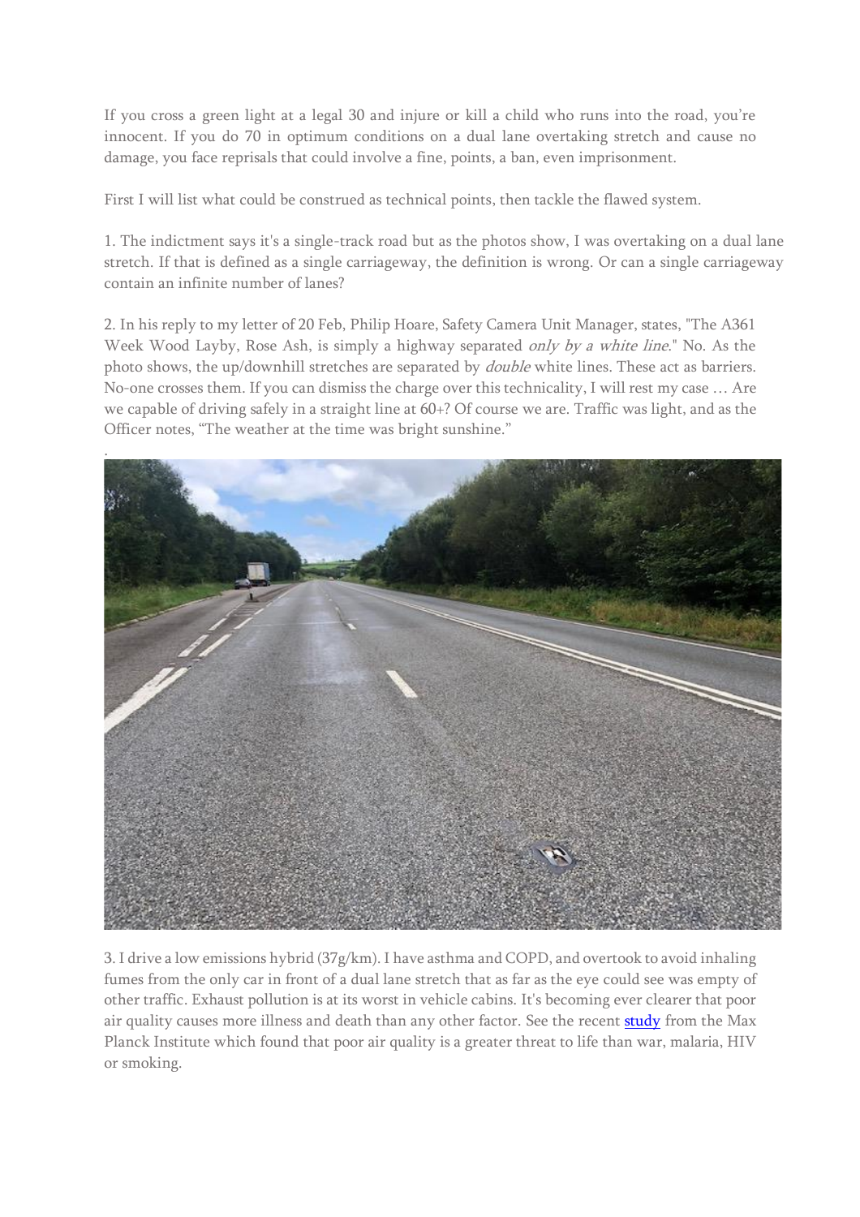If you cross a green light at a legal 30 and injure or kill a child who runs into the road, you're innocent. If you do 70 in optimum conditions on a dual lane overtaking stretch and cause no damage, you face reprisals that could involve a fine, points, a ban, even imprisonment.

First I will list what could be construed as technical points, then tackle the flawed system.

1. The indictment says it's a single-track road but as the photos show, I was overtaking on a dual lane stretch. If that is defined as a single carriageway, the definition is wrong. Or can a single carriageway contain an infinite number of lanes?

2. In his reply to my letter of 20 Feb, Philip Hoare, Safety Camera Unit Manager, states, "The A361 Week Wood Layby, Rose Ash, is simply a highway separated *only by a white line*." No. As the photo shows, the up/downhill stretches are separated by *double* white lines. These act as barriers. No-one crosses them. If you can dismiss the charge over this technicality, I will rest my case … Are we capable of driving safely in a straight line at 60+? Of course we are. Traffic was light, and as the Officer notes, "The weather at the time was bright sunshine."

3. I drive a low emissions hybrid (37g/km). I have asthma and COPD, and overtook to avoid inhaling fumes from the only car in front of a dual lane stretch that as far as the eye could see was empty of other traffic. Exhaust pollution is at its worst in vehicle cabins. It's becoming ever clearer that poor air quality causes more illness and death than any other factor. See the recent study from the Max Planck Institute which found that poor air quality is a greater threat to life than war, malaria, HIV or smoking.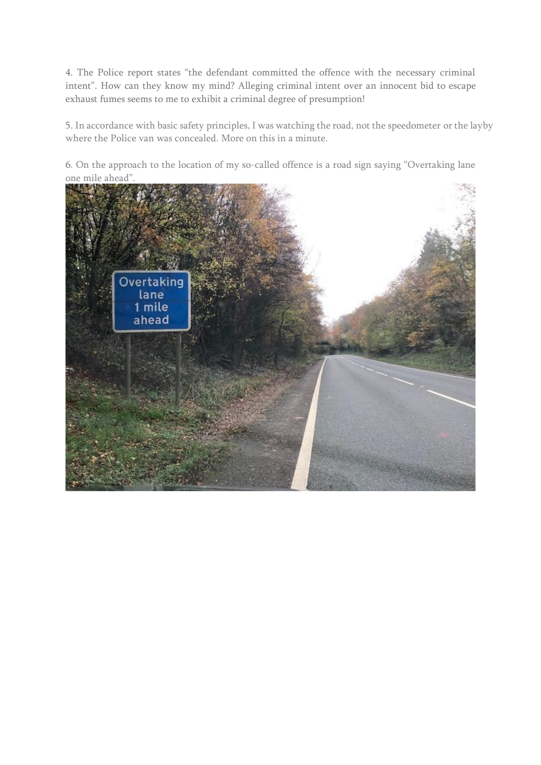4. The Police report states "the defendant committed the offence with the necessary criminal intent". How can they know my mind? Alleging criminal intent over an innocent bid to escape exhaust fumes seems to me to exhibit a criminal degree of presumption!

5. In accordance with basic safety principles, I was watching the road, not the speedometer or the layby where the Police van was concealed. More on this in a minute.

6. On the approach to the location of my so-called offence is a road sign saying "Overtaking lane one mile ahead".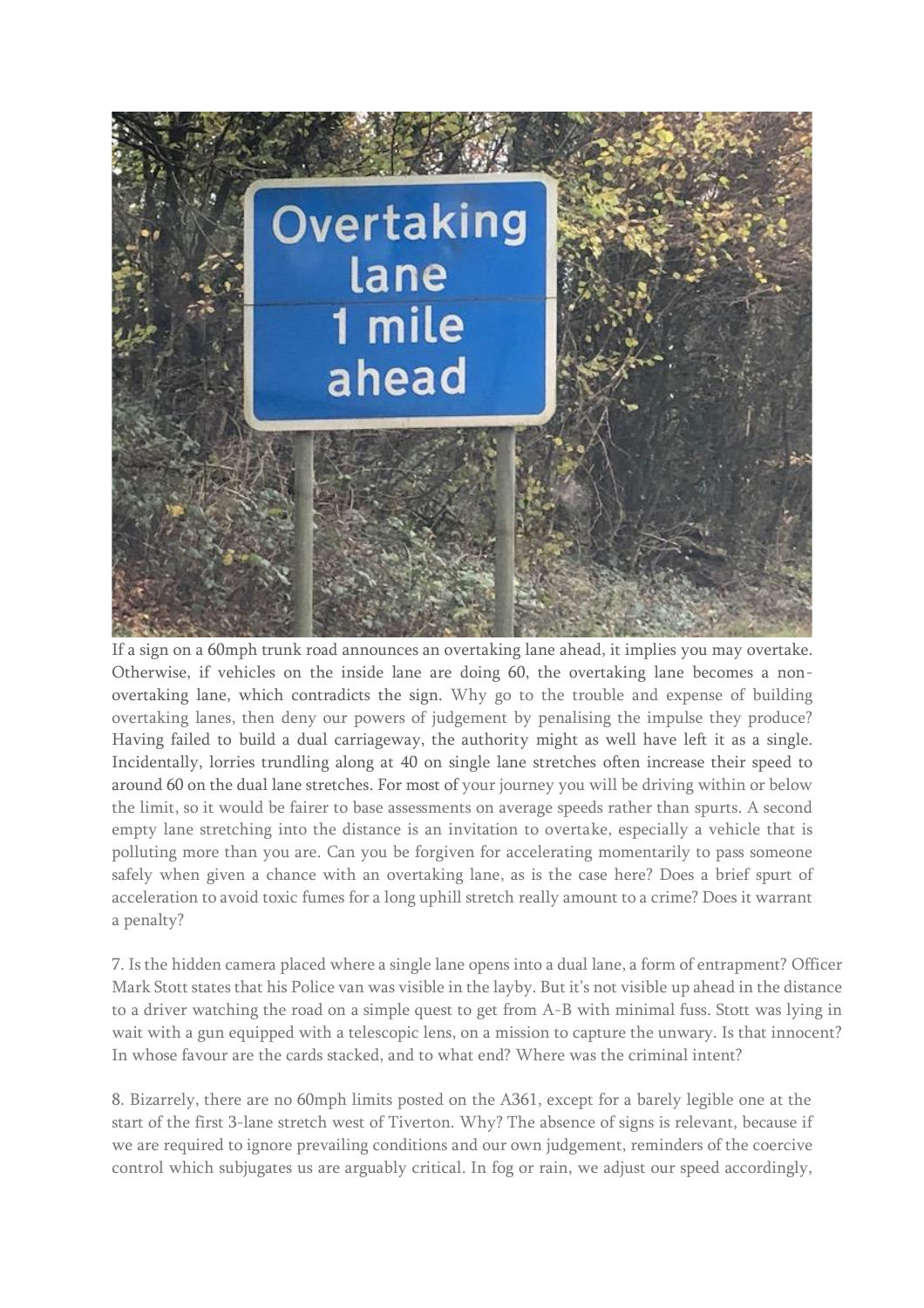If a sign on a 60mph trunk road announces an overtaking lane ahead, it implies you may overtake. Otherwise, if vehicles on the inside lane are doing 60, the overtaking lane becomes a non-overtaking lane, which contradicts the sign. Why go to the trouble and expense of building overtaking lanes, then deny our powers of judgement by penalising the impulse they produce? Having failed to build a dual carriageway, the authority might as well have left it as a single. Incidentally, lorries trundling along at 40 on single lane stretches often increase their speed to around 60 on the dual lane stretches. For most of your journey you will be driving within or below the limit, so it would be fairer to base assessments on average speeds rather than spurts. A second empty lane stretching into the distance is an invitation to overtake, especially a vehicle that is polluting more than you are. Can you be forgiven for accelerating momentarily to pass someone safely when given a chance with an overtaking lane, as is the case here? Does a brief spurt of acceleration to avoid toxic fumes for a long uphill stretch really amount to a crime? Does it warrant a penalty?

7. Is the hidden camera placed where a single lane opens into a dual lane, a form of entrapment? Officer Mark Stott states that his Police van was visible in the layby. But it's not visible up ahead in the distance to a driver watching the road on a simple quest to get from A-B with minimal fuss. Stott was lying in wait with a gun equipped with a telescopic lens, on a mission to capture the unwary. Is that innocent? In whose favour are the cards stacked, and to what end? Where was the criminal intent?

8. Bizarrely, there are no 60mph limits posted on the A361, except for a barely legible one at the start of the first 3-lane stretch west of Tiverton. Why? The absence of signs is relevant, because if we are required to ignore prevailing conditions and our own judgement, reminders of the coercive control which subjugates us are arguably critical. In fog or rain, we adjust our speed accordingly,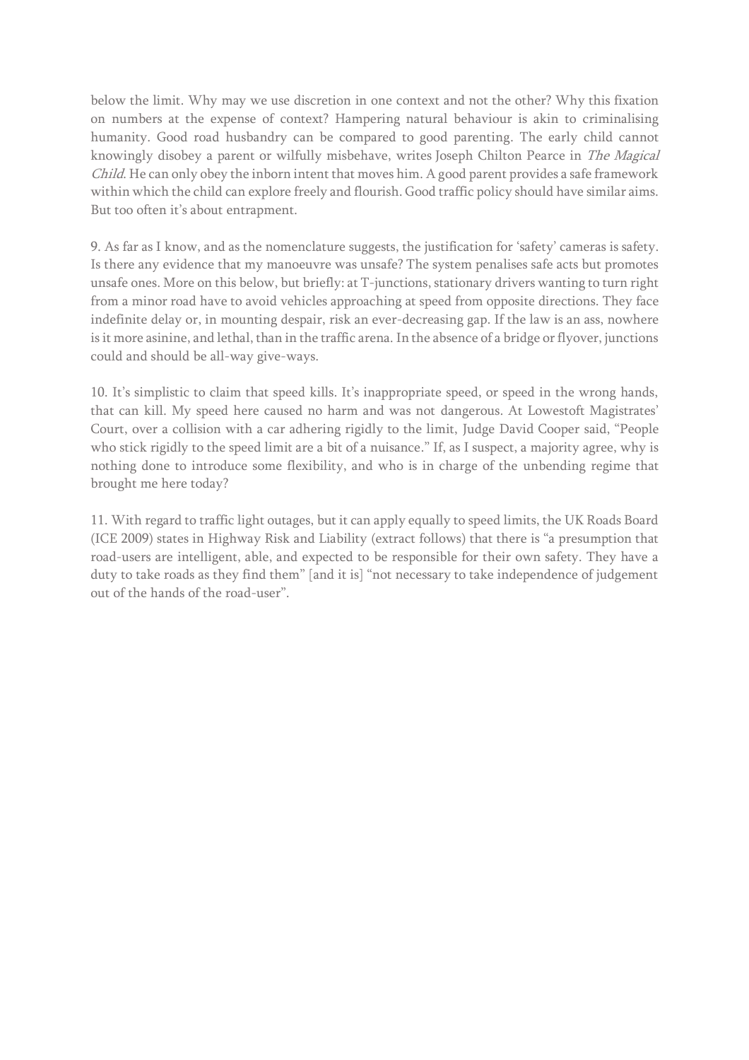below the limit. Why may we use discretion in one context and not the other? Why this fixation on numbers at the expense of context? Hampering natural behaviour is akin to criminalising humanity. Good road husbandry can be compared to good parenting. The early child cannot knowingly disobey a parent or wilfully misbehave, writes Joseph Chilton Pearce in *The Magical Child*. He can only obey the inborn intent that moves him. A good parent provides a safe framework within which the child can explore freely and flourish. Good traffic policy should have similar aims. But too often it's about entrapment.

9. As far as I know, and as the nomenclature suggests, the justification for 'safety' cameras is safety. Is there any evidence that my manoeuvre was unsafe? The system penalises safe acts but promotes unsafe ones. More on this below, but briefly: at T-junctions, stationary drivers wanting to turn right from a minor road have to avoid vehicles approaching at speed from opposite directions. They face indefinite delay or, in mounting despair, risk an ever-decreasing gap. If the law is an ass, nowhere is it more asinine, and lethal, than in the traffic arena. In the absence of a bridge or flyover, junctions could and should be all-way give-ways.

10. It's simplistic to claim that speed kills. It's inappropriate speed, or speed in the wrong hands, that can kill. My speed here caused no harm and was not dangerous. At Lowestoft Magistrates' Court, over a collision with a car adhering rigidly to the limit, Judge David Cooper said, "People who stick rigidly to the speed limit are a bit of a nuisance." If, as I suspect, a majority agree, why is nothing done to introduce some flexibility, and who is in charge of the unbending regime that brought me here today?

11. With regard to traffic light outages, but it can apply equally to speed limits, the UK Roads Board (ICE 2009) states in Highway Risk and Liability (extract follows) that there is "a presumption that road-users are intelligent, able, and expected to be responsible for their own safety. They have a duty to take roads as they find them" [and it is] "not necessary to take independence of judgement out of the hands of the road-user".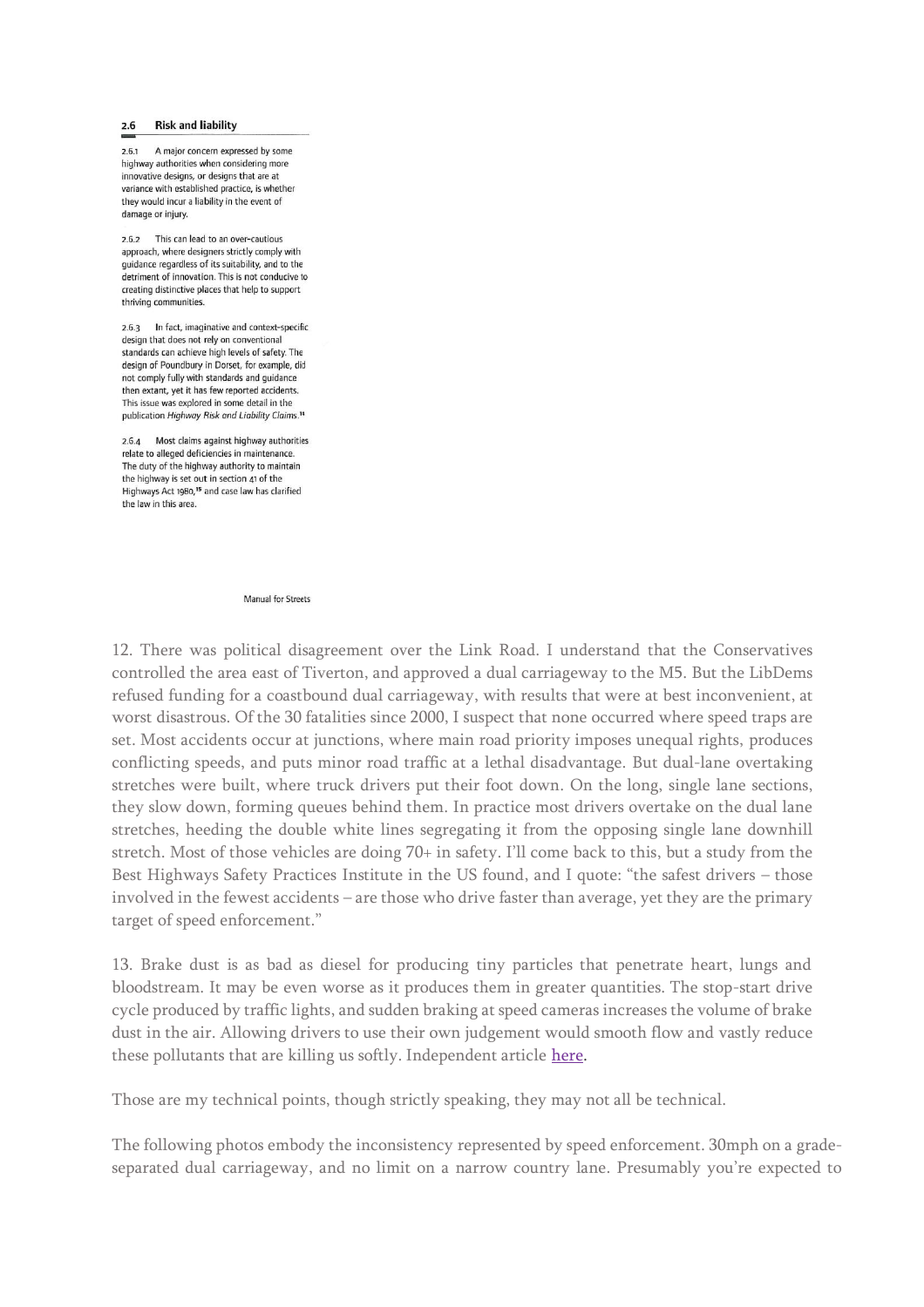## 2.6 Risk and liability

2.6.1 A major concern expressed by some highway authorities when considering more innovative designs, or designs that are at variance with established practice, is whether they would incur a liability in the event of damage or injury.

2.6.2 This can lead to an over-cautious approach, where designers strictly comply with guidance regardless of its suitability, and to the detriment of innovation. This is not conducive to creating distinctive places that help to support thriving communities.

2.6.3 In fact, imaginative and context-specific design that does not rely on conventional standards can achieve high levels of safety. The design of Poundbury in Dorset, for example, did not comply fully with standards and guidance then extant, yet it has few reported accidents. This issue was explored in some detail in the publication *Highway Risk and Liability Claims*.[14]

2.6.4 Most claims against highway authorities relate to alleged deficiencies in maintenance. The duty of the highway authority to maintain the highway is set out in section 41 of the Highways Act 1980,[15] and case law has clarified the law in this area.

Manual for Streets

12. There was political disagreement over the Link Road. I understand that the Conservatives controlled the area east of Tiverton, and approved a dual carriageway to the M5. But the LibDems refused funding for a coastbound dual carriageway, with results that were at best inconvenient, at worst disastrous. Of the 30 fatalities since 2000, I suspect that none occurred where speed traps are set. Most accidents occur at junctions, where main road priority imposes unequal rights, produces conflicting speeds, and puts minor road traffic at a lethal disadvantage. But dual-lane overtaking stretches were built, where truck drivers put their foot down. On the long, single lane sections, they slow down, forming queues behind them. In practice most drivers overtake on the dual lane stretches, heeding the double white lines segregating it from the opposing single lane downhill stretch. Most of those vehicles are doing 70+ in safety. I'll come back to this, but a study from the Best Highways Safety Practices Institute in the US found, and I quote: "the safest drivers – those involved in the fewest accidents – are those who drive faster than average, yet they are the primary target of speed enforcement."

13. Brake dust is as bad as diesel for producing tiny particles that penetrate heart, lungs and bloodstream. It may be even worse as it produces them in greater quantities. The stop-start drive cycle produced by traffic lights, and sudden braking at speed cameras increases the volume of brake dust in the air. Allowing drivers to use their own judgement would smooth flow and vastly reduce these pollutants that are killing us softly. Independent article [here](#).

Those are my technical points, though strictly speaking, they may not all be technical.

The following photos embody the inconsistency represented by speed enforcement. 30mph on a grade-separated dual carriageway, and no limit on a narrow country lane. Presumably you're expected to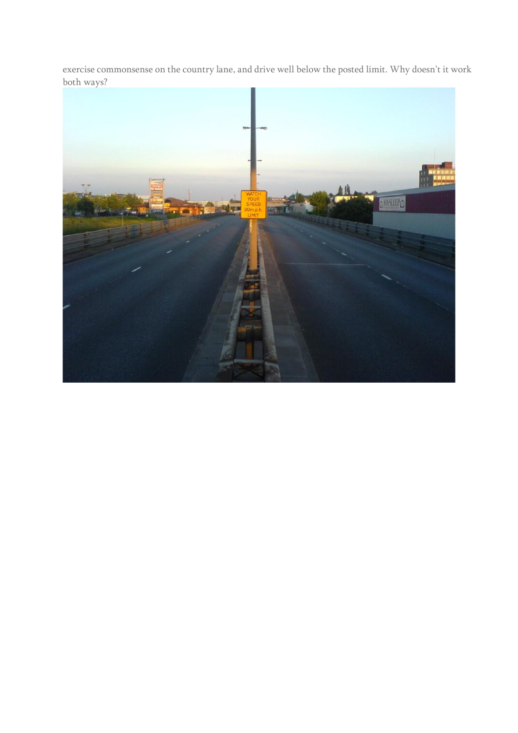exercise commonsense on the country lane, and drive well below the posted limit. Why doesn't it work both ways?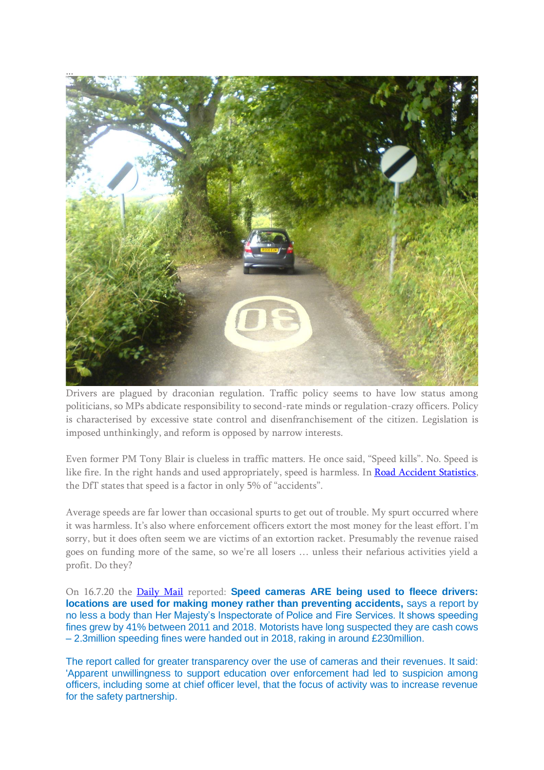...

Drivers are plagued by draconian regulation. Traffic policy seems to have low status among politicians, so MPs abdicate responsibility to second-rate minds or regulation-crazy officers. Policy is characterised by excessive state control and disenfranchisement of the citizen. Legislation is imposed unthinkingly, and reform is opposed by narrow interests.

Even former PM Tony Blair is clueless in traffic matters. He once said, "Speed kills". No. Speed is like fire. In the right hands and used appropriately, speed is harmless. In Road Accident Statistics, the DfT states that speed is a factor in only 5% of "accidents".

Average speeds are far lower than occasional spurts to get out of trouble. My spurt occurred where it was harmless. It's also where enforcement officers extort the most money for the least effort. I'm sorry, but it does often seem we are victims of an extortion racket. Presumably the revenue raised goes on funding more of the same, so we're all losers … unless their nefarious activities yield a profit. Do they?

On 16.7.20 the Daily Mail reported: **Speed cameras ARE being used to fleece drivers: locations are used for making money rather than preventing accidents,** says a report by no less a body than Her Majesty's Inspectorate of Police and Fire Services. It shows speeding fines grew by 41% between 2011 and 2018. Motorists have long suspected they are cash cows – 2.3million speeding fines were handed out in 2018, raking in around £230million.

The report called for greater transparency over the use of cameras and their revenues. It said: 'Apparent unwillingness to support education over enforcement had led to suspicion among officers, including some at chief officer level, that the focus of activity was to increase revenue for the safety partnership.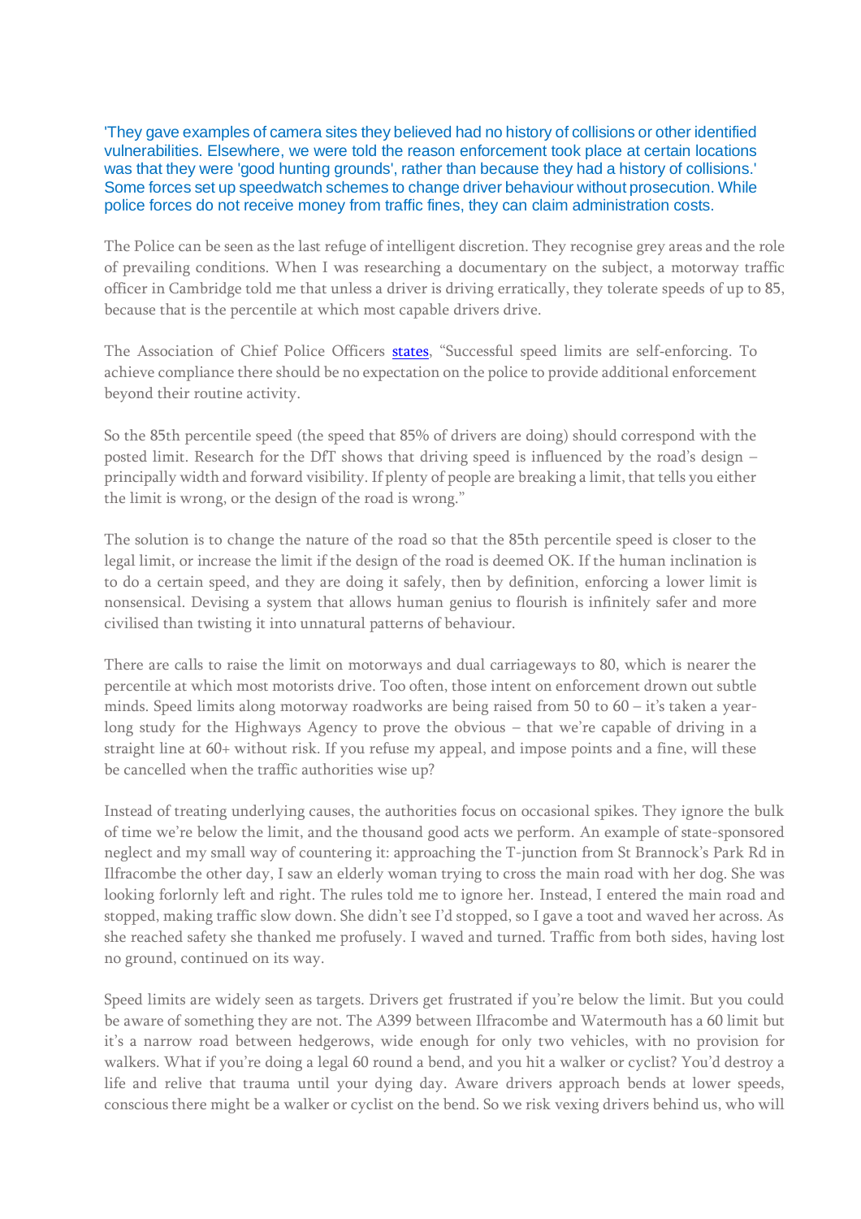'They gave examples of camera sites they believed had no history of collisions or other identified vulnerabilities. Elsewhere, we were told the reason enforcement took place at certain locations was that they were 'good hunting grounds', rather than because they had a history of collisions.' Some forces set up speedwatch schemes to change driver behaviour without prosecution. While police forces do not receive money from traffic fines, they can claim administration costs.

The Police can be seen as the last refuge of intelligent discretion. They recognise grey areas and the role of prevailing conditions. When I was researching a documentary on the subject, a motorway traffic officer in Cambridge told me that unless a driver is driving erratically, they tolerate speeds of up to 85, because that is the percentile at which most capable drivers drive.

The Association of Chief Police Officers states, "Successful speed limits are self-enforcing. To achieve compliance there should be no expectation on the police to provide additional enforcement beyond their routine activity.

So the 85th percentile speed (the speed that 85% of drivers are doing) should correspond with the posted limit. Research for the DfT shows that driving speed is influenced by the road's design – principally width and forward visibility. If plenty of people are breaking a limit, that tells you either the limit is wrong, or the design of the road is wrong."

The solution is to change the nature of the road so that the 85th percentile speed is closer to the legal limit, or increase the limit if the design of the road is deemed OK. If the human inclination is to do a certain speed, and they are doing it safely, then by definition, enforcing a lower limit is nonsensical. Devising a system that allows human genius to flourish is infinitely safer and more civilised than twisting it into unnatural patterns of behaviour.

There are calls to raise the limit on motorways and dual carriageways to 80, which is nearer the percentile at which most motorists drive. Too often, those intent on enforcement drown out subtle minds. Speed limits along motorway roadworks are being raised from 50 to 60 – it's taken a year-long study for the Highways Agency to prove the obvious – that we're capable of driving in a straight line at 60+ without risk. If you refuse my appeal, and impose points and a fine, will these be cancelled when the traffic authorities wise up?

Instead of treating underlying causes, the authorities focus on occasional spikes. They ignore the bulk of time we're below the limit, and the thousand good acts we perform. An example of state-sponsored neglect and my small way of countering it: approaching the T-junction from St Brannock's Park Rd in Ilfracombe the other day, I saw an elderly woman trying to cross the main road with her dog. She was looking forlornly left and right. The rules told me to ignore her. Instead, I entered the main road and stopped, making traffic slow down. She didn't see I'd stopped, so I gave a toot and waved her across. As she reached safety she thanked me profusely. I waved and turned. Traffic from both sides, having lost no ground, continued on its way.

Speed limits are widely seen as targets. Drivers get frustrated if you're below the limit. But you could be aware of something they are not. The A399 between Ilfracombe and Watermouth has a 60 limit but it's a narrow road between hedgerows, wide enough for only two vehicles, with no provision for walkers. What if you're doing a legal 60 round a bend, and you hit a walker or cyclist? You'd destroy a life and relive that trauma until your dying day. Aware drivers approach bends at lower speeds, conscious there might be a walker or cyclist on the bend. So we risk vexing drivers behind us, who will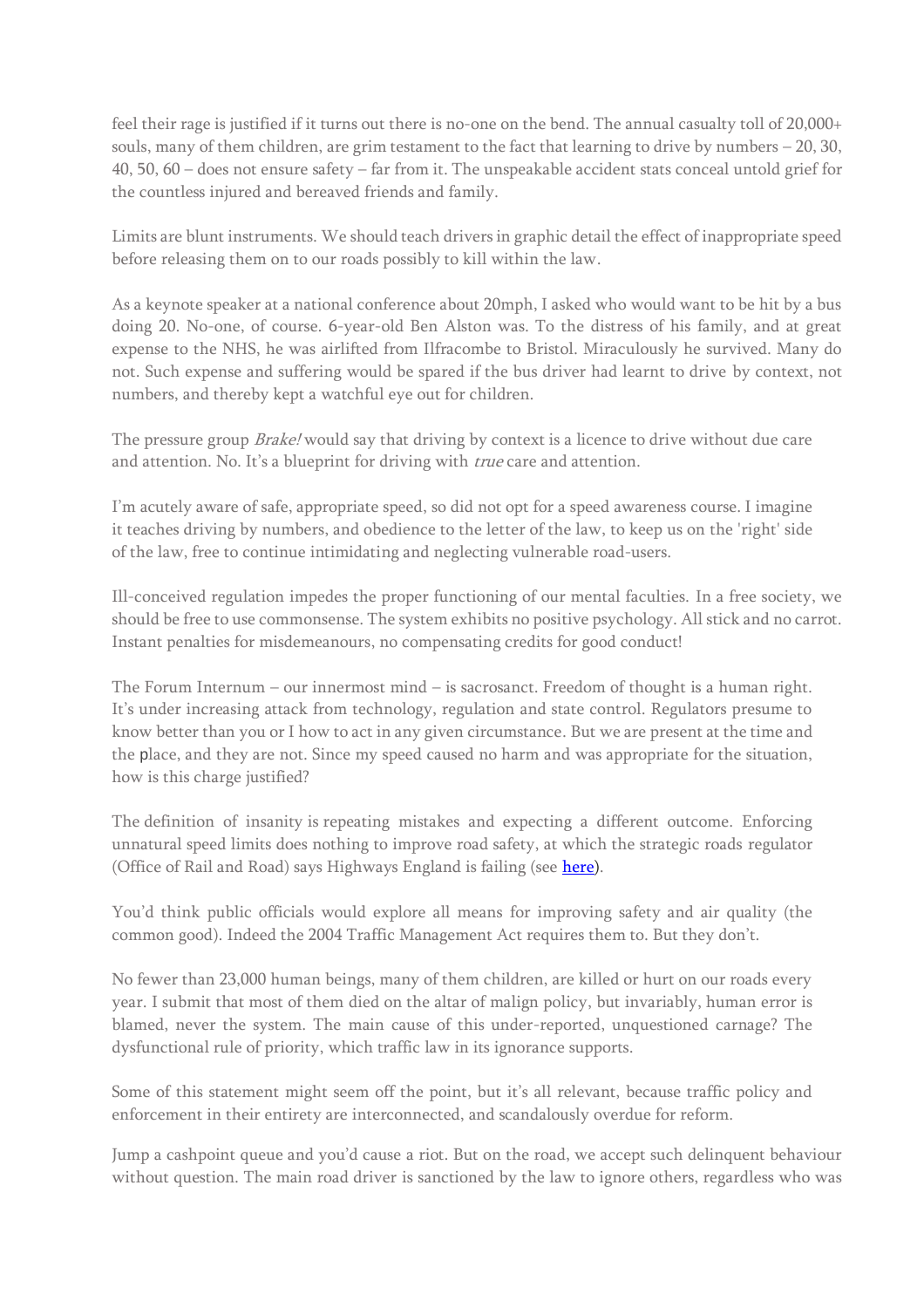feel their rage is justified if it turns out there is no-one on the bend. The annual casualty toll of 20,000+ souls, many of them children, are grim testament to the fact that learning to drive by numbers – 20, 30, 40, 50, 60 – does not ensure safety – far from it. The unspeakable accident stats conceal untold grief for the countless injured and bereaved friends and family.

Limits are blunt instruments. We should teach drivers in graphic detail the effect of inappropriate speed before releasing them on to our roads possibly to kill within the law.

As a keynote speaker at a national conference about 20mph, I asked who would want to be hit by a bus doing 20. No-one, of course. 6-year-old Ben Alston was. To the distress of his family, and at great expense to the NHS, he was airlifted from Ilfracombe to Bristol. Miraculously he survived. Many do not. Such expense and suffering would be spared if the bus driver had learnt to drive by context, not numbers, and thereby kept a watchful eye out for children.

The pressure group *Brake!* would say that driving by context is a licence to drive without due care and attention. No. It's a blueprint for driving with *true* care and attention.

I'm acutely aware of safe, appropriate speed, so did not opt for a speed awareness course. I imagine it teaches driving by numbers, and obedience to the letter of the law, to keep us on the 'right' side of the law, free to continue intimidating and neglecting vulnerable road-users.

Ill-conceived regulation impedes the proper functioning of our mental faculties. In a free society, we should be free to use commonsense. The system exhibits no positive psychology. All stick and no carrot. Instant penalties for misdemeanours, no compensating credits for good conduct!

The Forum Internum – our innermost mind – is sacrosanct. Freedom of thought is a human right. It's under increasing attack from technology, regulation and state control. Regulators presume to know better than you or I how to act in any given circumstance. But we are present at the time and the place, and they are not. Since my speed caused no harm and was appropriate for the situation, how is this charge justified?

The definition of insanity is repeating mistakes and expecting a different outcome. Enforcing unnatural speed limits does nothing to improve road safety, at which the strategic roads regulator (Office of Rail and Road) says Highways England is failing (see here).

You'd think public officials would explore all means for improving safety and air quality (the common good). Indeed the 2004 Traffic Management Act requires them to. But they don't.

No fewer than 23,000 human beings, many of them children, are killed or hurt on our roads every year. I submit that most of them died on the altar of malign policy, but invariably, human error is blamed, never the system. The main cause of this under-reported, unquestioned carnage? The dysfunctional rule of priority, which traffic law in its ignorance supports.

Some of this statement might seem off the point, but it's all relevant, because traffic policy and enforcement in their entirety are interconnected, and scandalously overdue for reform.

Jump a cashpoint queue and you'd cause a riot. But on the road, we accept such delinquent behaviour without question. The main road driver is sanctioned by the law to ignore others, regardless who was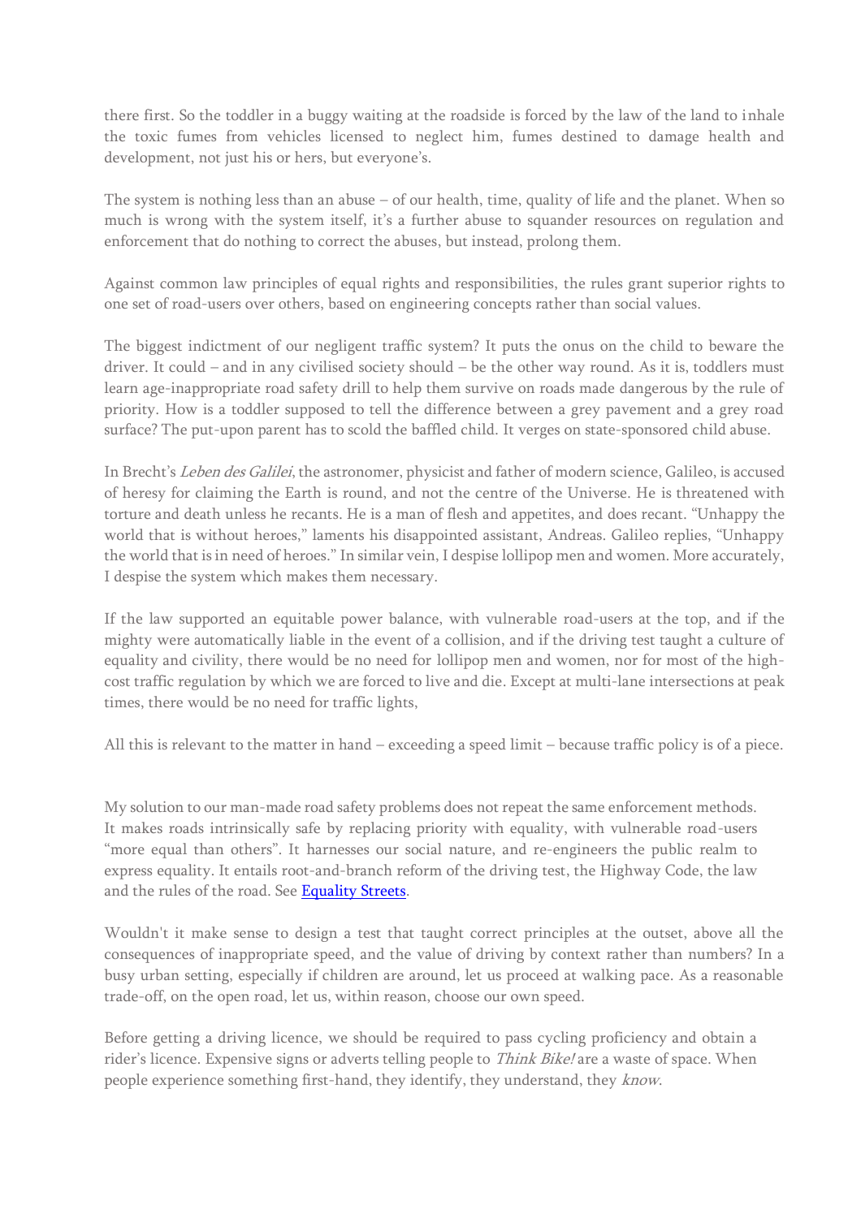there first. So the toddler in a buggy waiting at the roadside is forced by the law of the land to inhale the toxic fumes from vehicles licensed to neglect him, fumes destined to damage health and development, not just his or hers, but everyone's.

The system is nothing less than an abuse – of our health, time, quality of life and the planet. When so much is wrong with the system itself, it's a further abuse to squander resources on regulation and enforcement that do nothing to correct the abuses, but instead, prolong them.

Against common law principles of equal rights and responsibilities, the rules grant superior rights to one set of road-users over others, based on engineering concepts rather than social values.

The biggest indictment of our negligent traffic system? It puts the onus on the child to beware the driver. It could – and in any civilised society should – be the other way round. As it is, toddlers must learn age-inappropriate road safety drill to help them survive on roads made dangerous by the rule of priority. How is a toddler supposed to tell the difference between a grey pavement and a grey road surface? The put-upon parent has to scold the baffled child. It verges on state-sponsored child abuse.

In Brecht's *Leben des Galilei*, the astronomer, physicist and father of modern science, Galileo, is accused of heresy for claiming the Earth is round, and not the centre of the Universe. He is threatened with torture and death unless he recants. He is a man of flesh and appetites, and does recant. "Unhappy the world that is without heroes," laments his disappointed assistant, Andreas. Galileo replies, "Unhappy the world that is in need of heroes." In similar vein, I despise lollipop men and women. More accurately, I despise the system which makes them necessary.

If the law supported an equitable power balance, with vulnerable road-users at the top, and if the mighty were automatically liable in the event of a collision, and if the driving test taught a culture of equality and civility, there would be no need for lollipop men and women, nor for most of the high-cost traffic regulation by which we are forced to live and die. Except at multi-lane intersections at peak times, there would be no need for traffic lights,

All this is relevant to the matter in hand – exceeding a speed limit – because traffic policy is of a piece.

My solution to our man-made road safety problems does not repeat the same enforcement methods. It makes roads intrinsically safe by replacing priority with equality, with vulnerable road-users "more equal than others". It harnesses our social nature, and re-engineers the public realm to express equality. It entails root-and-branch reform of the driving test, the Highway Code, the law and the rules of the road. See [Equality Streets](#).

Wouldn't it make sense to design a test that taught correct principles at the outset, above all the consequences of inappropriate speed, and the value of driving by context rather than numbers? In a busy urban setting, especially if children are around, let us proceed at walking pace. As a reasonable trade-off, on the open road, let us, within reason, choose our own speed.

Before getting a driving licence, we should be required to pass cycling proficiency and obtain a rider's licence. Expensive signs or adverts telling people to *Think Bike!* are a waste of space. When people experience something first-hand, they identify, they understand, they *know*.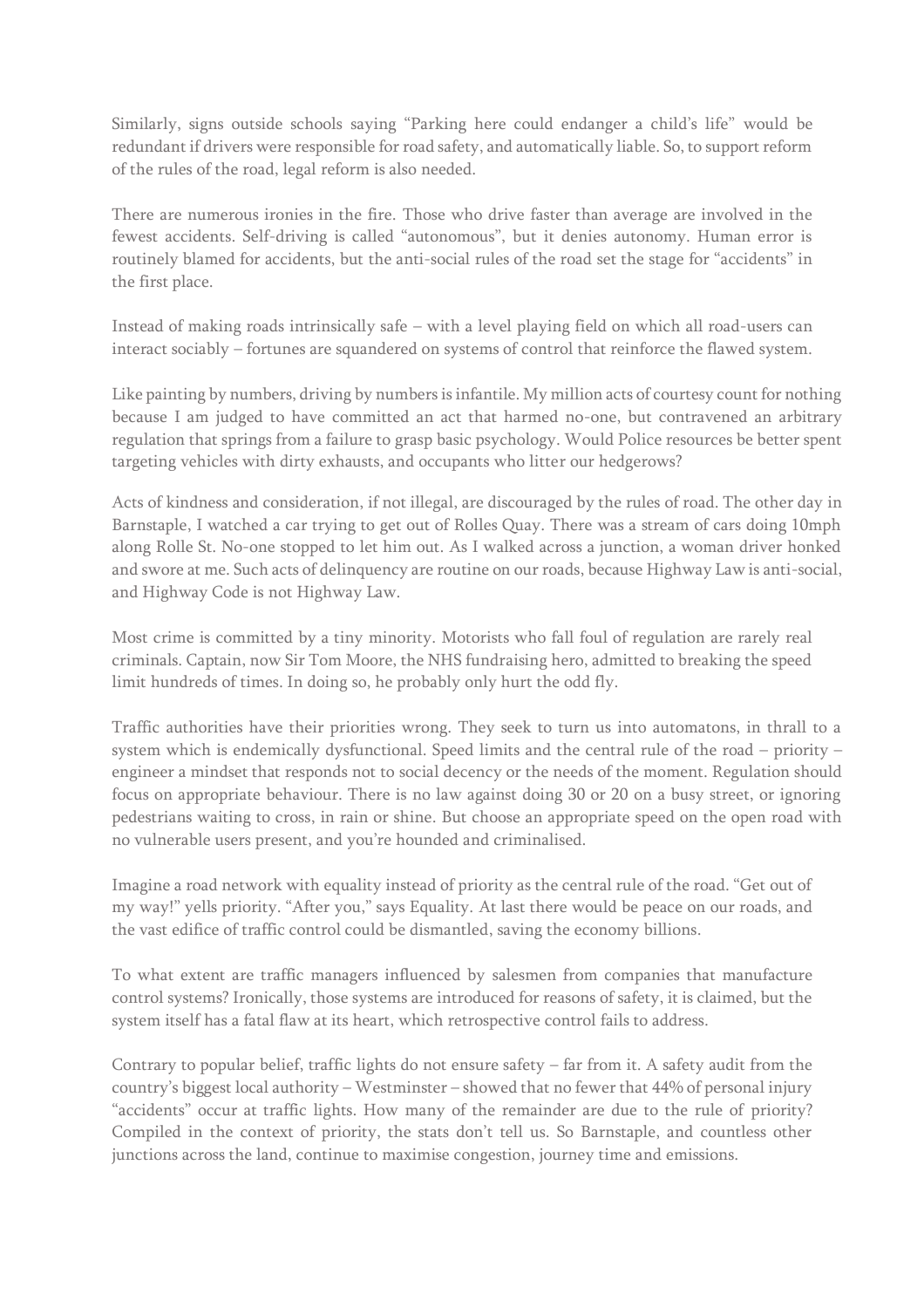Similarly, signs outside schools saying "Parking here could endanger a child's life" would be redundant if drivers were responsible for road safety, and automatically liable. So, to support reform of the rules of the road, legal reform is also needed.

There are numerous ironies in the fire. Those who drive faster than average are involved in the fewest accidents. Self-driving is called "autonomous", but it denies autonomy. Human error is routinely blamed for accidents, but the anti-social rules of the road set the stage for "accidents" in the first place.

Instead of making roads intrinsically safe – with a level playing field on which all road-users can interact sociably – fortunes are squandered on systems of control that reinforce the flawed system.

Like painting by numbers, driving by numbers is infantile. My million acts of courtesy count for nothing because I am judged to have committed an act that harmed no-one, but contravened an arbitrary regulation that springs from a failure to grasp basic psychology. Would Police resources be better spent targeting vehicles with dirty exhausts, and occupants who litter our hedgerows?

Acts of kindness and consideration, if not illegal, are discouraged by the rules of road. The other day in Barnstaple, I watched a car trying to get out of Rolles Quay. There was a stream of cars doing 10mph along Rolle St. No-one stopped to let him out. As I walked across a junction, a woman driver honked and swore at me. Such acts of delinquency are routine on our roads, because Highway Law is anti-social, and Highway Code is not Highway Law.

Most crime is committed by a tiny minority. Motorists who fall foul of regulation are rarely real criminals. Captain, now Sir Tom Moore, the NHS fundraising hero, admitted to breaking the speed limit hundreds of times. In doing so, he probably only hurt the odd fly.

Traffic authorities have their priorities wrong. They seek to turn us into automatons, in thrall to a system which is endemically dysfunctional. Speed limits and the central rule of the road – priority – engineer a mindset that responds not to social decency or the needs of the moment. Regulation should focus on appropriate behaviour. There is no law against doing 30 or 20 on a busy street, or ignoring pedestrians waiting to cross, in rain or shine. But choose an appropriate speed on the open road with no vulnerable users present, and you're hounded and criminalised.

Imagine a road network with equality instead of priority as the central rule of the road. "Get out of my way!" yells priority. "After you," says Equality. At last there would be peace on our roads, and the vast edifice of traffic control could be dismantled, saving the economy billions.

To what extent are traffic managers influenced by salesmen from companies that manufacture control systems? Ironically, those systems are introduced for reasons of safety, it is claimed, but the system itself has a fatal flaw at its heart, which retrospective control fails to address.

Contrary to popular belief, traffic lights do not ensure safety – far from it. A safety audit from the country's biggest local authority – Westminster – showed that no fewer that 44% of personal injury "accidents" occur at traffic lights. How many of the remainder are due to the rule of priority? Compiled in the context of priority, the stats don't tell us. So Barnstaple, and countless other junctions across the land, continue to maximise congestion, journey time and emissions.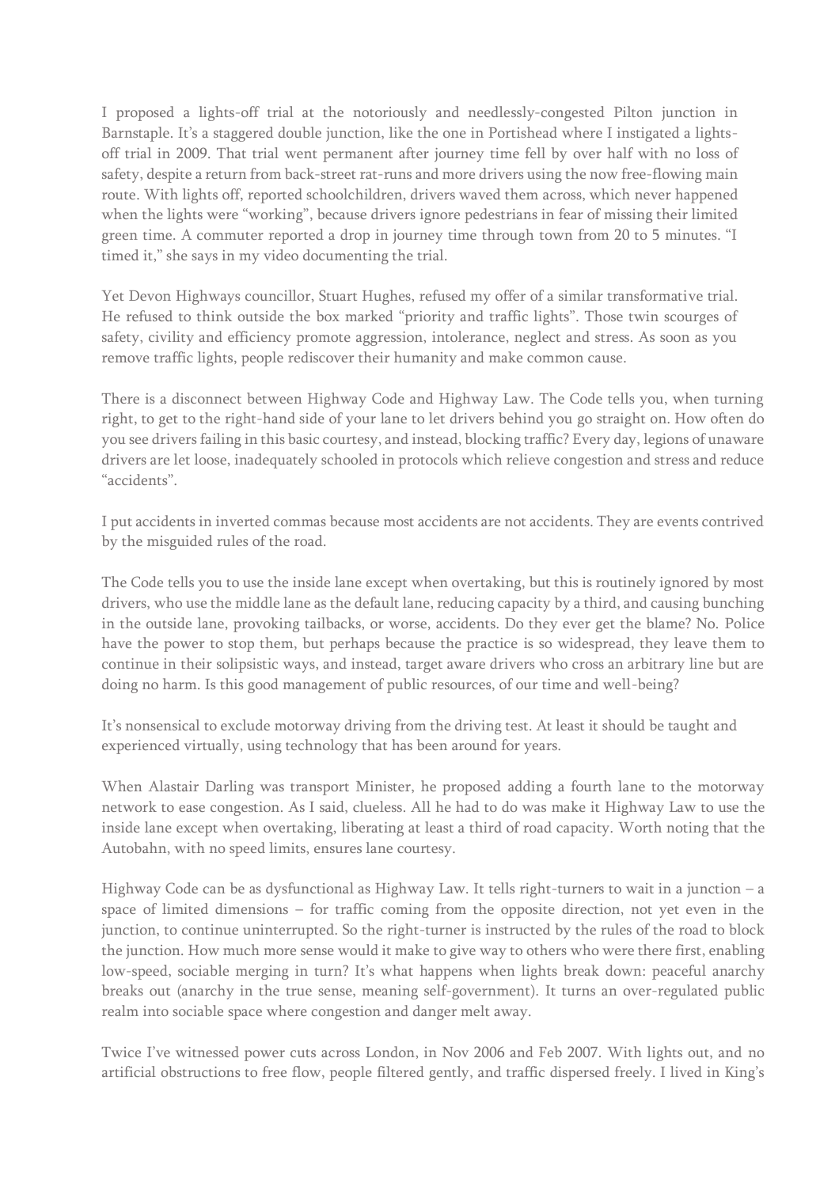I proposed a lights-off trial at the notoriously and needlessly-congested Pilton junction in Barnstaple. It's a staggered double junction, like the one in Portishead where I instigated a lights-off trial in 2009. That trial went permanent after journey time fell by over half with no loss of safety, despite a return from back-street rat-runs and more drivers using the now free-flowing main route. With lights off, reported schoolchildren, drivers waved them across, which never happened when the lights were "working", because drivers ignore pedestrians in fear of missing their limited green time. A commuter reported a drop in journey time through town from 20 to 5 minutes. "I timed it," she says in my video documenting the trial.

Yet Devon Highways councillor, Stuart Hughes, refused my offer of a similar transformative trial. He refused to think outside the box marked "priority and traffic lights". Those twin scourges of safety, civility and efficiency promote aggression, intolerance, neglect and stress. As soon as you remove traffic lights, people rediscover their humanity and make common cause.

There is a disconnect between Highway Code and Highway Law. The Code tells you, when turning right, to get to the right-hand side of your lane to let drivers behind you go straight on. How often do you see drivers failing in this basic courtesy, and instead, blocking traffic? Every day, legions of unaware drivers are let loose, inadequately schooled in protocols which relieve congestion and stress and reduce "accidents".

I put accidents in inverted commas because most accidents are not accidents. They are events contrived by the misguided rules of the road.

The Code tells you to use the inside lane except when overtaking, but this is routinely ignored by most drivers, who use the middle lane as the default lane, reducing capacity by a third, and causing bunching in the outside lane, provoking tailbacks, or worse, accidents. Do they ever get the blame? No. Police have the power to stop them, but perhaps because the practice is so widespread, they leave them to continue in their solipsistic ways, and instead, target aware drivers who cross an arbitrary line but are doing no harm. Is this good management of public resources, of our time and well-being?

It's nonsensical to exclude motorway driving from the driving test. At least it should be taught and experienced virtually, using technology that has been around for years.

When Alastair Darling was transport Minister, he proposed adding a fourth lane to the motorway network to ease congestion. As I said, clueless. All he had to do was make it Highway Law to use the inside lane except when overtaking, liberating at least a third of road capacity. Worth noting that the Autobahn, with no speed limits, ensures lane courtesy.

Highway Code can be as dysfunctional as Highway Law. It tells right-turners to wait in a junction – a space of limited dimensions – for traffic coming from the opposite direction, not yet even in the junction, to continue uninterrupted. So the right-turner is instructed by the rules of the road to block the junction. How much more sense would it make to give way to others who were there first, enabling low-speed, sociable merging in turn? It's what happens when lights break down: peaceful anarchy breaks out (anarchy in the true sense, meaning self-government). It turns an over-regulated public realm into sociable space where congestion and danger melt away.

Twice I've witnessed power cuts across London, in Nov 2006 and Feb 2007. With lights out, and no artificial obstructions to free flow, people filtered gently, and traffic dispersed freely. I lived in King's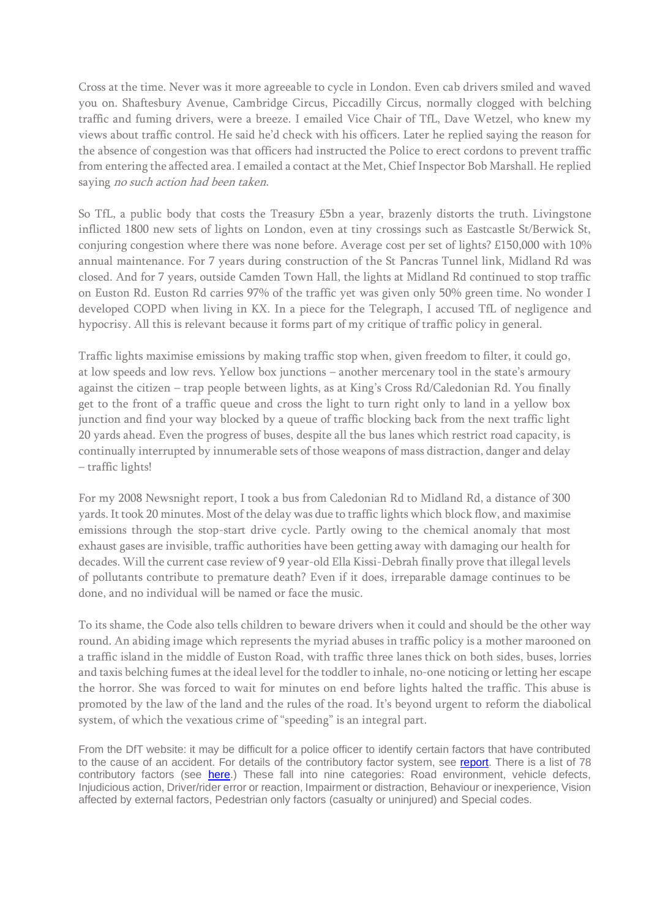Cross at the time. Never was it more agreeable to cycle in London. Even cab drivers smiled and waved you on. Shaftesbury Avenue, Cambridge Circus, Piccadilly Circus, normally clogged with belching traffic and fuming drivers, were a breeze. I emailed Vice Chair of TfL, Dave Wetzel, who knew my views about traffic control. He said he'd check with his officers. Later he replied saying the reason for the absence of congestion was that officers had instructed the Police to erect cordons to prevent traffic from entering the affected area. I emailed a contact at the Met, Chief Inspector Bob Marshall. He replied saying *no such action had been taken*.

So TfL, a public body that costs the Treasury £5bn a year, brazenly distorts the truth. Livingstone inflicted 1800 new sets of lights on London, even at tiny crossings such as Eastcastle St/Berwick St, conjuring congestion where there was none before. Average cost per set of lights? £150,000 with 10% annual maintenance. For 7 years during construction of the St Pancras Tunnel link, Midland Rd was closed. And for 7 years, outside Camden Town Hall, the lights at Midland Rd continued to stop traffic on Euston Rd. Euston Rd carries 97% of the traffic yet was given only 50% green time. No wonder I developed COPD when living in KX. In a piece for the Telegraph, I accused TfL of negligence and hypocrisy. All this is relevant because it forms part of my critique of traffic policy in general.

Traffic lights maximise emissions by making traffic stop when, given freedom to filter, it could go, at low speeds and low revs. Yellow box junctions – another mercenary tool in the state's armoury against the citizen – trap people between lights, as at King's Cross Rd/Caledonian Rd. You finally get to the front of a traffic queue and cross the light to turn right only to land in a yellow box junction and find your way blocked by a queue of traffic blocking back from the next traffic light 20 yards ahead. Even the progress of buses, despite all the bus lanes which restrict road capacity, is continually interrupted by innumerable sets of those weapons of mass distraction, danger and delay – traffic lights!

For my 2008 Newsnight report, I took a bus from Caledonian Rd to Midland Rd, a distance of 300 yards. It took 20 minutes. Most of the delay was due to traffic lights which block flow, and maximise emissions through the stop-start drive cycle. Partly owing to the chemical anomaly that most exhaust gases are invisible, traffic authorities have been getting away with damaging our health for decades. Will the current case review of 9 year-old Ella Kissi-Debrah finally prove that illegal levels of pollutants contribute to premature death? Even if it does, irreparable damage continues to be done, and no individual will be named or face the music.

To its shame, the Code also tells children to beware drivers when it could and should be the other way round. An abiding image which represents the myriad abuses in traffic policy is a mother marooned on a traffic island in the middle of Euston Road, with traffic three lanes thick on both sides, buses, lorries and taxis belching fumes at the ideal level for the toddler to inhale, no-one noticing or letting her escape the horror. She was forced to wait for minutes on end before lights halted the traffic. This abuse is promoted by the law of the land and the rules of the road. It's beyond urgent to reform the diabolical system, of which the vexatious crime of "speeding" is an integral part.

From the DfT website: it may be difficult for a police officer to identify certain factors that have contributed to the cause of an accident. For details of the contributory factor system, see report. There is a list of 78 contributory factors (see here.) These fall into nine categories: Road environment, vehicle defects, Injudicious action, Driver/rider error or reaction, Impairment or distraction, Behaviour or inexperience, Vision affected by external factors, Pedestrian only factors (casualty or uninjured) and Special codes.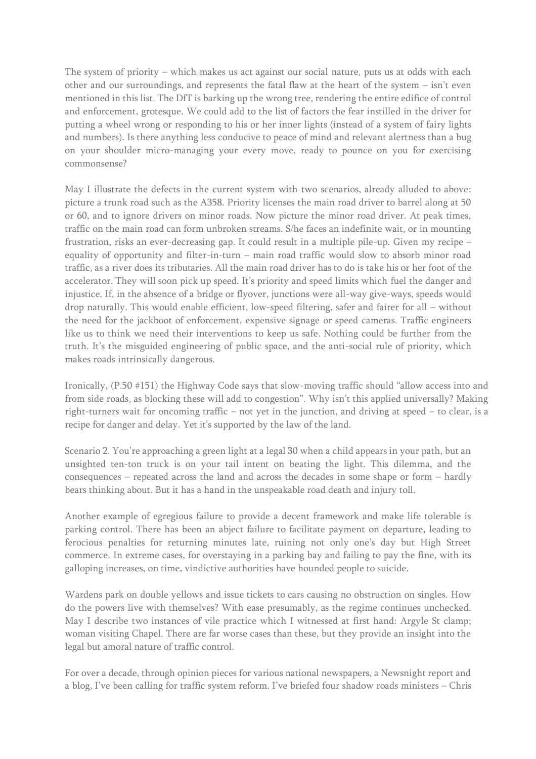The system of priority – which makes us act against our social nature, puts us at odds with each other and our surroundings, and represents the fatal flaw at the heart of the system – isn't even mentioned in this list. The DfT is barking up the wrong tree, rendering the entire edifice of control and enforcement, grotesque. We could add to the list of factors the fear instilled in the driver for putting a wheel wrong or responding to his or her inner lights (instead of a system of fairy lights and numbers). Is there anything less conducive to peace of mind and relevant alertness than a bug on your shoulder micro-managing your every move, ready to pounce on you for exercising commonsense?

May I illustrate the defects in the current system with two scenarios, already alluded to above: picture a trunk road such as the A358. Priority licenses the main road driver to barrel along at 50 or 60, and to ignore drivers on minor roads. Now picture the minor road driver. At peak times, traffic on the main road can form unbroken streams. S/he faces an indefinite wait, or in mounting frustration, risks an ever-decreasing gap. It could result in a multiple pile-up. Given my recipe – equality of opportunity and filter-in-turn – main road traffic would slow to absorb minor road traffic, as a river does its tributaries. All the main road driver has to do is take his or her foot of the accelerator. They will soon pick up speed. It's priority and speed limits which fuel the danger and injustice. If, in the absence of a bridge or flyover, junctions were all-way give-ways, speeds would drop naturally. This would enable efficient, low-speed filtering, safer and fairer for all – without the need for the jackboot of enforcement, expensive signage or speed cameras. Traffic engineers like us to think we need their interventions to keep us safe. Nothing could be further from the truth. It's the misguided engineering of public space, and the anti-social rule of priority, which makes roads intrinsically dangerous.

Ironically, (P.50 #151) the Highway Code says that slow-moving traffic should "allow access into and from side roads, as blocking these will add to congestion". Why isn't this applied universally? Making right-turners wait for oncoming traffic – not yet in the junction, and driving at speed – to clear, is a recipe for danger and delay. Yet it's supported by the law of the land.

Scenario 2. You're approaching a green light at a legal 30 when a child appears in your path, but an unsighted ten-ton truck is on your tail intent on beating the light. This dilemma, and the consequences – repeated across the land and across the decades in some shape or form – hardly bears thinking about. But it has a hand in the unspeakable road death and injury toll.

Another example of egregious failure to provide a decent framework and make life tolerable is parking control. There has been an abject failure to facilitate payment on departure, leading to ferocious penalties for returning minutes late, ruining not only one's day but High Street commerce. In extreme cases, for overstaying in a parking bay and failing to pay the fine, with its galloping increases, on time, vindictive authorities have hounded people to suicide.

Wardens park on double yellows and issue tickets to cars causing no obstruction on singles. How do the powers live with themselves? With ease presumably, as the regime continues unchecked. May I describe two instances of vile practice which I witnessed at first hand: Argyle St clamp; woman visiting Chapel. There are far worse cases than these, but they provide an insight into the legal but amoral nature of traffic control.

For over a decade, through opinion pieces for various national newspapers, a Newsnight report and a blog, I've been calling for traffic system reform. I've briefed four shadow roads ministers – Chris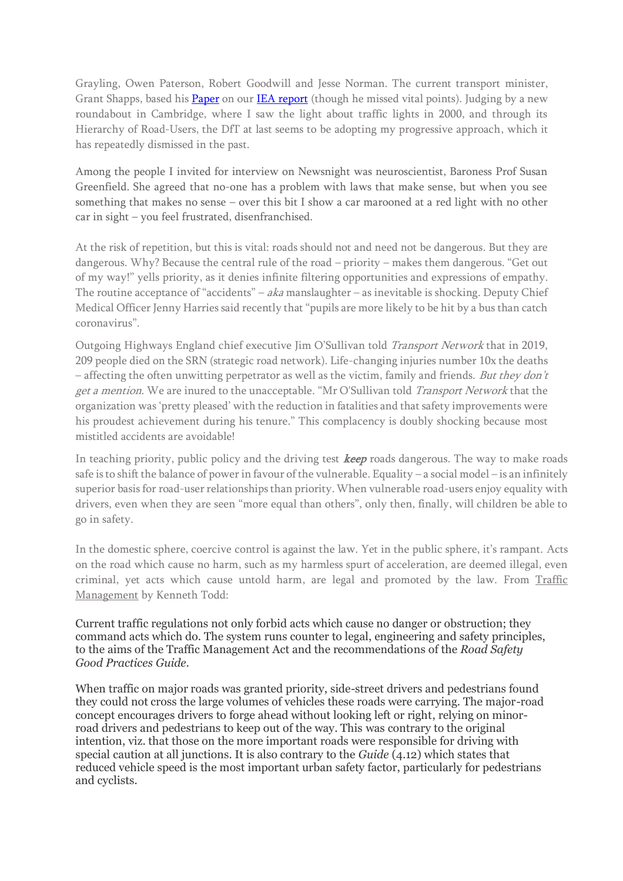Grayling, Owen Paterson, Robert Goodwill and Jesse Norman. The current transport minister, Grant Shapps, based his [Paper] on our [IEA report] (though he missed vital points). Judging by a new roundabout in Cambridge, where I saw the light about traffic lights in 2000, and through its Hierarchy of Road-Users, the DfT at last seems to be adopting my progressive approach, which it has repeatedly dismissed in the past.

Among the people I invited for interview on Newsnight was neuroscientist, Baroness Prof Susan Greenfield. She agreed that no-one has a problem with laws that make sense, but when you see something that makes no sense – over this bit I show a car marooned at a red light with no other car in sight – you feel frustrated, disenfranchised.

At the risk of repetition, but this is vital: roads should not and need not be dangerous. But they are dangerous. Why? Because the central rule of the road – priority – makes them dangerous. "Get out of my way!" yells priority, as it denies infinite filtering opportunities and expressions of empathy. The routine acceptance of "accidents" – *aka* manslaughter – as inevitable is shocking. Deputy Chief Medical Officer Jenny Harries said recently that "pupils are more likely to be hit by a bus than catch coronavirus".

Outgoing Highways England chief executive Jim O'Sullivan told *Transport Network* that in 2019, 209 people died on the SRN (strategic road network). Life-changing injuries number 10x the deaths – affecting the often unwitting perpetrator as well as the victim, family and friends. *But they don't get a mention*. We are inured to the unacceptable. "Mr O'Sullivan told *Transport Network* that the organization was 'pretty pleased' with the reduction in fatalities and that safety improvements were his proudest achievement during his tenure." This complacency is doubly shocking because most mistitled accidents are avoidable!

In teaching priority, public policy and the driving test ***keep*** roads dangerous. The way to make roads safe is to shift the balance of power in favour of the vulnerable. Equality – a social model – is an infinitely superior basis for road-user relationships than priority. When vulnerable road-users enjoy equality with drivers, even when they are seen "more equal than others", only then, finally, will children be able to go in safety.

In the domestic sphere, coercive control is against the law. Yet in the public sphere, it's rampant. Acts on the road which cause no harm, such as my harmless spurt of acceleration, are deemed illegal, even criminal, yet acts which cause untold harm, are legal and promoted by the law. From [Traffic Management] by Kenneth Todd:

Current traffic regulations not only forbid acts which cause no danger or obstruction; they command acts which do. The system runs counter to legal, engineering and safety principles, to the aims of the Traffic Management Act and the recommendations of the *Road Safety Good Practices Guide*.

When traffic on major roads was granted priority, side-street drivers and pedestrians found they could not cross the large volumes of vehicles these roads were carrying. The major-road concept encourages drivers to forge ahead without looking left or right, relying on minor-road drivers and pedestrians to keep out of the way. This was contrary to the original intention, viz. that those on the more important roads were responsible for driving with special caution at all junctions. It is also contrary to the *Guide* (4.12) which states that reduced vehicle speed is the most important urban safety factor, particularly for pedestrians and cyclists.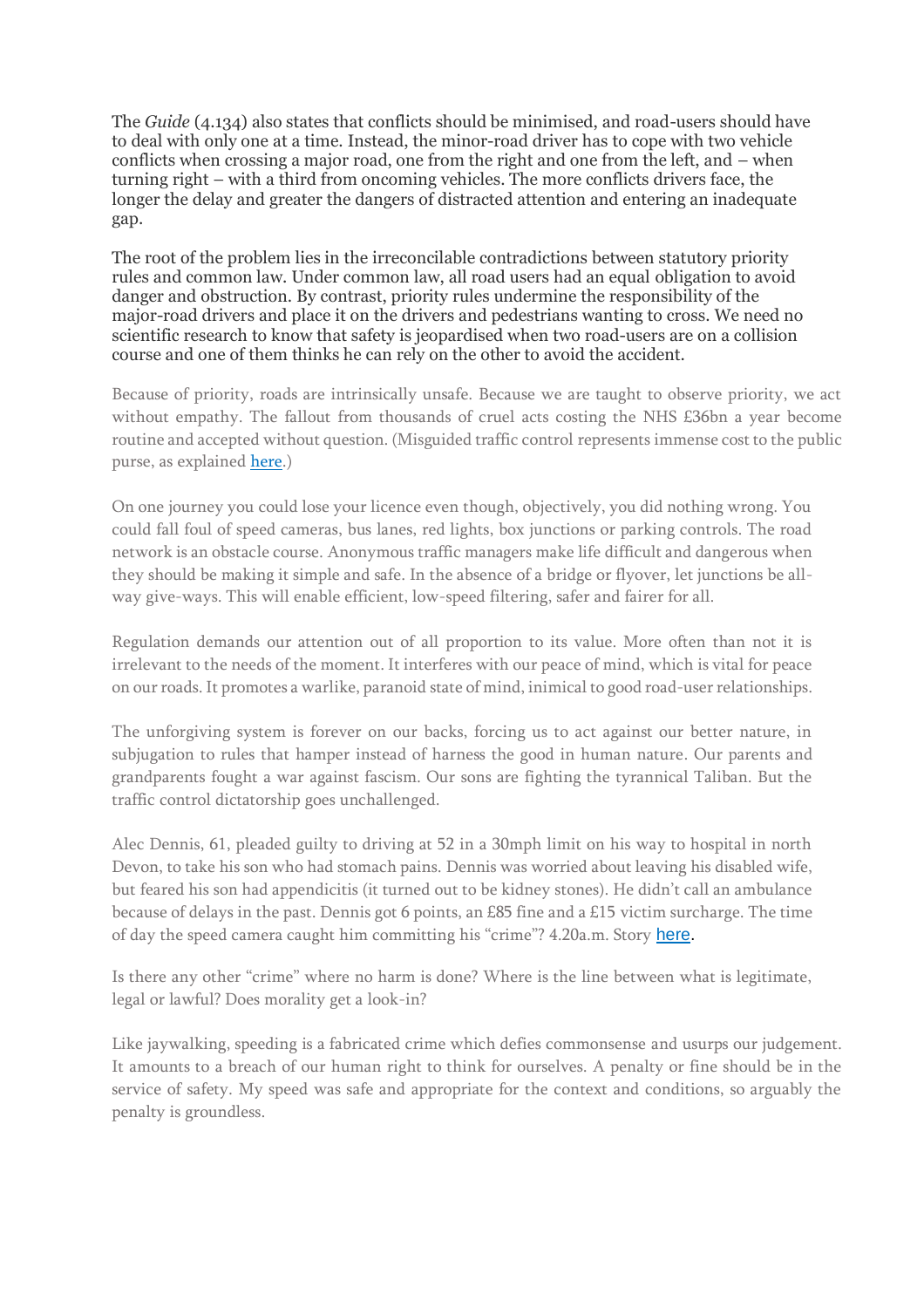The *Guide* (4.134) also states that conflicts should be minimised, and road-users should have to deal with only one at a time. Instead, the minor-road driver has to cope with two vehicle conflicts when crossing a major road, one from the right and one from the left, and – when turning right – with a third from oncoming vehicles. The more conflicts drivers face, the longer the delay and greater the dangers of distracted attention and entering an inadequate gap.

The root of the problem lies in the irreconcilable contradictions between statutory priority rules and common law. Under common law, all road users had an equal obligation to avoid danger and obstruction. By contrast, priority rules undermine the responsibility of the major-road drivers and place it on the drivers and pedestrians wanting to cross. We need no scientific research to know that safety is jeopardised when two road-users are on a collision course and one of them thinks he can rely on the other to avoid the accident.

Because of priority, roads are intrinsically unsafe. Because we are taught to observe priority, we act without empathy. The fallout from thousands of cruel acts costing the NHS £36bn a year become routine and accepted without question. (Misguided traffic control represents immense cost to the public purse, as explained [here](#).)

On one journey you could lose your licence even though, objectively, you did nothing wrong. You could fall foul of speed cameras, bus lanes, red lights, box junctions or parking controls. The road network is an obstacle course. Anonymous traffic managers make life difficult and dangerous when they should be making it simple and safe. In the absence of a bridge or flyover, let junctions be all-way give-ways. This will enable efficient, low-speed filtering, safer and fairer for all.

Regulation demands our attention out of all proportion to its value. More often than not it is irrelevant to the needs of the moment. It interferes with our peace of mind, which is vital for peace on our roads. It promotes a warlike, paranoid state of mind, inimical to good road-user relationships.

The unforgiving system is forever on our backs, forcing us to act against our better nature, in subjugation to rules that hamper instead of harness the good in human nature. Our parents and grandparents fought a war against fascism. Our sons are fighting the tyrannical Taliban. But the traffic control dictatorship goes unchallenged.

Alec Dennis, 61, pleaded guilty to driving at 52 in a 30mph limit on his way to hospital in north Devon, to take his son who had stomach pains. Dennis was worried about leaving his disabled wife, but feared his son had appendicitis (it turned out to be kidney stones). He didn't call an ambulance because of delays in the past. Dennis got 6 points, an £85 fine and a £15 victim surcharge. The time of day the speed camera caught him committing his "crime"? 4.20a.m. Story [here](#).

Is there any other "crime" where no harm is done? Where is the line between what is legitimate, legal or lawful? Does morality get a look-in?

Like jaywalking, speeding is a fabricated crime which defies commonsense and usurps our judgement. It amounts to a breach of our human right to think for ourselves. A penalty or fine should be in the service of safety. My speed was safe and appropriate for the context and conditions, so arguably the penalty is groundless.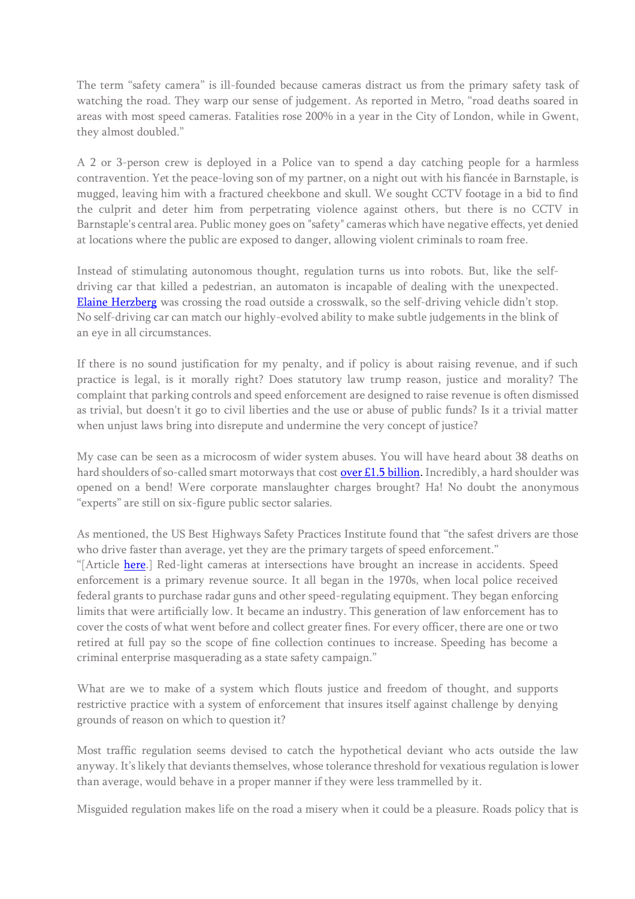The term "safety camera" is ill-founded because cameras distract us from the primary safety task of watching the road. They warp our sense of judgement. As reported in Metro, "road deaths soared in areas with most speed cameras. Fatalities rose 200% in a year in the City of London, while in Gwent, they almost doubled."

A 2 or 3-person crew is deployed in a Police van to spend a day catching people for a harmless contravention. Yet the peace-loving son of my partner, on a night out with his fiancée in Barnstaple, is mugged, leaving him with a fractured cheekbone and skull. We sought CCTV footage in a bid to find the culprit and deter him from perpetrating violence against others, but there is no CCTV in Barnstaple's central area. Public money goes on "safety" cameras which have negative effects, yet denied at locations where the public are exposed to danger, allowing violent criminals to roam free.

Instead of stimulating autonomous thought, regulation turns us into robots. But, like the self-driving car that killed a pedestrian, an automaton is incapable of dealing with the unexpected. Elaine Herzberg was crossing the road outside a crosswalk, so the self-driving vehicle didn't stop. No self-driving car can match our highly-evolved ability to make subtle judgements in the blink of an eye in all circumstances.

If there is no sound justification for my penalty, and if policy is about raising revenue, and if such practice is legal, is it morally right? Does statutory law trump reason, justice and morality? The complaint that parking controls and speed enforcement are designed to raise revenue is often dismissed as trivial, but doesn't it go to civil liberties and the use or abuse of public funds? Is it a trivial matter when unjust laws bring into disrepute and undermine the very concept of justice?

My case can be seen as a microcosm of wider system abuses. You will have heard about 38 deaths on hard shoulders of so-called smart motorways that cost over £1.5 billion. Incredibly, a hard shoulder was opened on a bend! Were corporate manslaughter charges brought? Ha! No doubt the anonymous "experts" are still on six-figure public sector salaries.

As mentioned, the US Best Highways Safety Practices Institute found that "the safest drivers are those who drive faster than average, yet they are the primary targets of speed enforcement."
"[Article here.] Red-light cameras at intersections have brought an increase in accidents. Speed enforcement is a primary revenue source. It all began in the 1970s, when local police received federal grants to purchase radar guns and other speed-regulating equipment. They began enforcing limits that were artificially low. It became an industry. This generation of law enforcement has to cover the costs of what went before and collect greater fines. For every officer, there are one or two retired at full pay so the scope of fine collection continues to increase. Speeding has become a criminal enterprise masquerading as a state safety campaign."

What are we to make of a system which flouts justice and freedom of thought, and supports restrictive practice with a system of enforcement that insures itself against challenge by denying grounds of reason on which to question it?

Most traffic regulation seems devised to catch the hypothetical deviant who acts outside the law anyway. It's likely that deviants themselves, whose tolerance threshold for vexatious regulation is lower than average, would behave in a proper manner if they were less trammelled by it.

Misguided regulation makes life on the road a misery when it could be a pleasure. Roads policy that is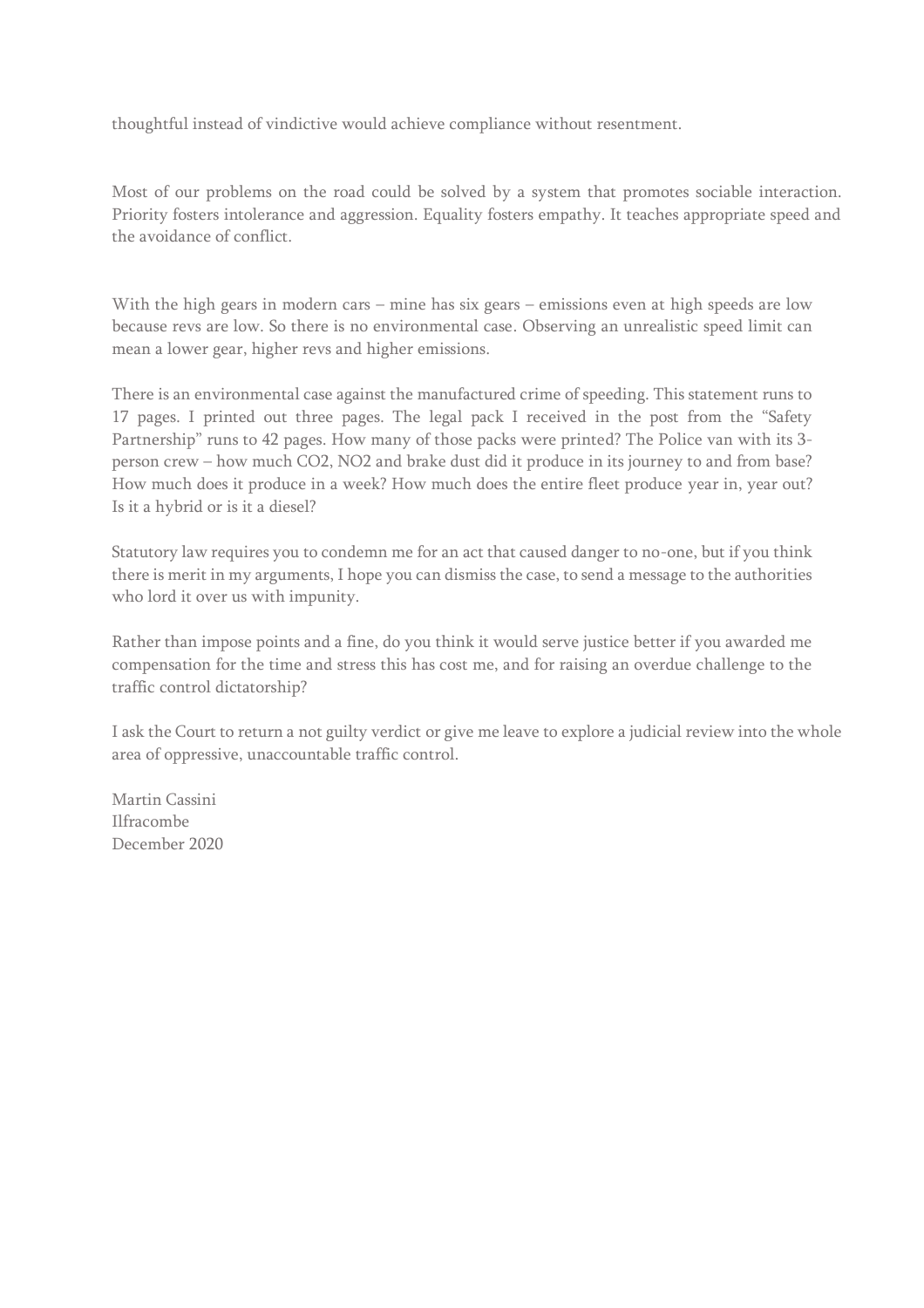thoughtful instead of vindictive would achieve compliance without resentment.

Most of our problems on the road could be solved by a system that promotes sociable interaction. Priority fosters intolerance and aggression. Equality fosters empathy. It teaches appropriate speed and the avoidance of conflict.

With the high gears in modern cars – mine has six gears – emissions even at high speeds are low because revs are low. So there is no environmental case. Observing an unrealistic speed limit can mean a lower gear, higher revs and higher emissions.

There is an environmental case against the manufactured crime of speeding. This statement runs to 17 pages. I printed out three pages. The legal pack I received in the post from the "Safety Partnership" runs to 42 pages. How many of those packs were printed? The Police van with its 3-person crew – how much $CO_2$, $NO_2$ and brake dust did it produce in its journey to and from base? How much does it produce in a week? How much does the entire fleet produce year in, year out? Is it a hybrid or is it a diesel?

Statutory law requires you to condemn me for an act that caused danger to no-one, but if you think there is merit in my arguments, I hope you can dismiss the case, to send a message to the authorities who lord it over us with impunity.

Rather than impose points and a fine, do you think it would serve justice better if you awarded me compensation for the time and stress this has cost me, and for raising an overdue challenge to the traffic control dictatorship?

I ask the Court to return a not guilty verdict or give me leave to explore a judicial review into the whole area of oppressive, unaccountable traffic control.

Martin Cassini
Ilfracombe
December 2020